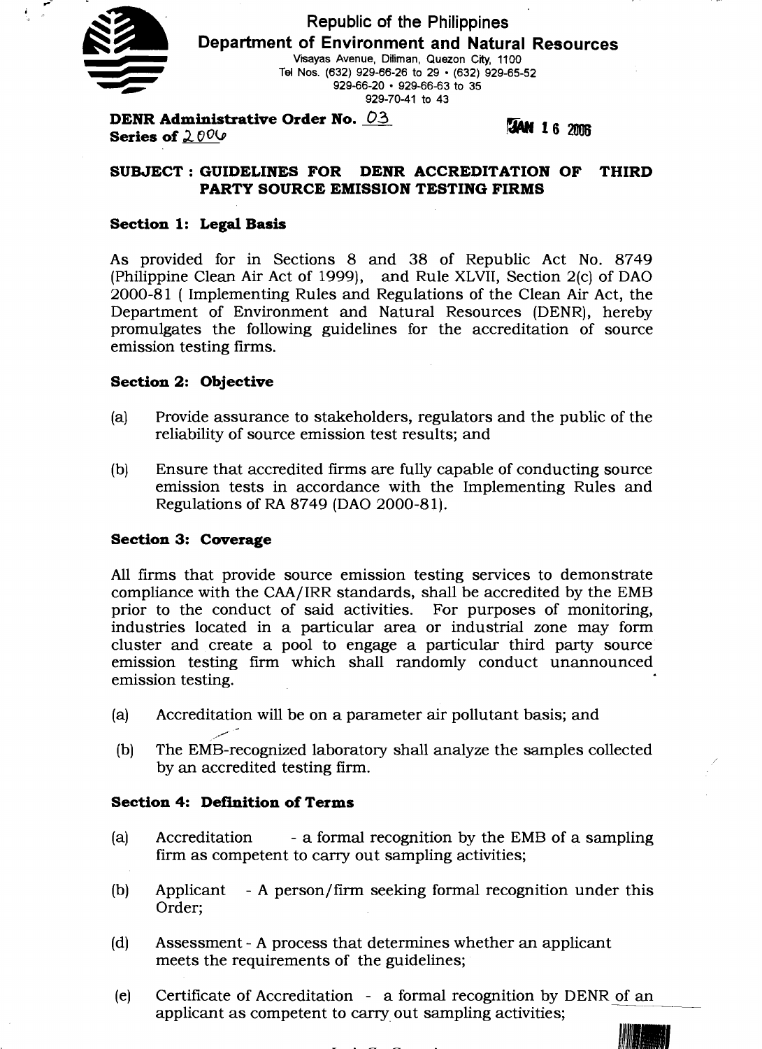Republic of the Philippines
**Department of Environment and Natural Resources**
Visayas Avenue, Diliman, Quezon City, 1100
Tel Nos. (632) 929-66-26 to 29 • (632) 929-65-52
929-66-20 • 929-66-63 to 35
929-70-41 to 43

**DENR Administrative Order No. 03**
**Series of 2006**

JAN 16 2006

## SUBJECT : GUIDELINES FOR DENR ACCREDITATION OF THIRD PARTY SOURCE EMISSION TESTING FIRMS

### Section 1: Legal Basis

As provided for in Sections 8 and 38 of Republic Act No. 8749 (Philippine Clean Air Act of 1999), and Rule XLVII, Section 2(c) of DAO 2000-81 ( Implementing Rules and Regulations of the Clean Air Act, the Department of Environment and Natural Resources (DENR), hereby promulgates the following guidelines for the accreditation of source emission testing firms.

### Section 2: Objective

(a) Provide assurance to stakeholders, regulators and the public of the reliability of source emission test results; and

(b) Ensure that accredited firms are fully capable of conducting source emission tests in accordance with the Implementing Rules and Regulations of RA 8749 (DAO 2000-81).

### Section 3: Coverage

All firms that provide source emission testing services to demonstrate compliance with the CAA/IRR standards, shall be accredited by the EMB prior to the conduct of said activities. For purposes of monitoring, industries located in a particular area or industrial zone may form cluster and create a pool to engage a particular third party source emission testing firm which shall randomly conduct unannounced emission testing.

(a) Accreditation will be on a parameter air pollutant basis; and

(b) The EMB-recognized laboratory shall analyze the samples collected by an accredited testing firm.

### Section 4: Definition of Terms

(a) Accreditation - a formal recognition by the EMB of a sampling firm as competent to carry out sampling activities;

(b) Applicant - A person/firm seeking formal recognition under this Order;

(d) Assessment - A process that determines whether an applicant meets the requirements of the guidelines;

(e) Certificate of Accreditation - a formal recognition by DENR of an applicant as competent to carry out sampling activities;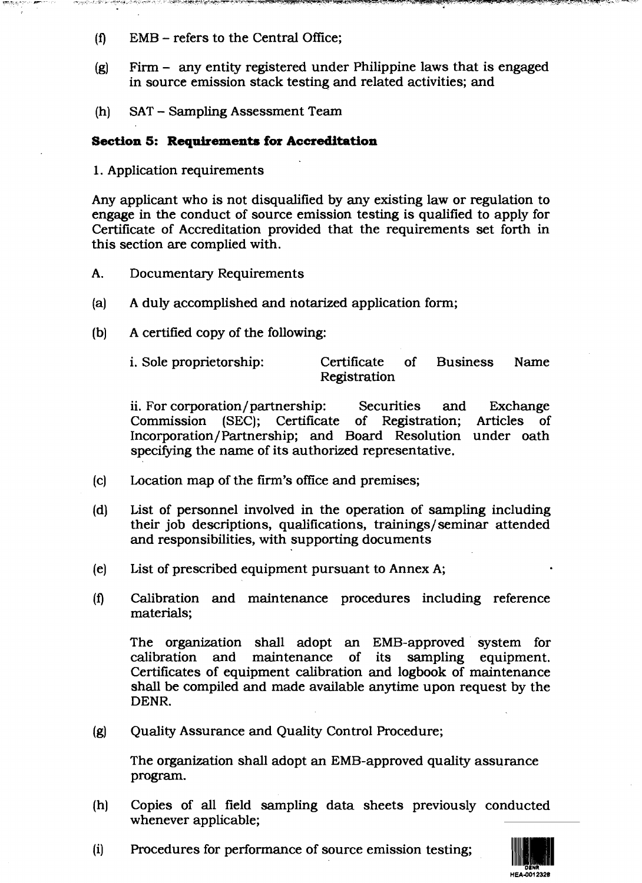(f) EMB – refers to the Central Office;

(g) Firm – any entity registered under Philippine laws that is engaged in source emission stack testing and related activities; and

(h) SAT – Sampling Assessment Team

**Section 5: Requirements for Accreditation**

1. Application requirements

Any applicant who is not disqualified by any existing law or regulation to engage in the conduct of source emission testing is qualified to apply for Certificate of Accreditation provided that the requirements set forth in this section are complied with.

A. Documentary Requirements

(a) A duly accomplished and notarized application form;

(b) A certified copy of the following:

i. Sole proprietorship: Certificate of Business Name Registration

ii. For corporation/partnership: Securities and Exchange Commission (SEC); Certificate of Registration; Articles of Incorporation/Partnership; and Board Resolution under oath specifying the name of its authorized representative.

(c) Location map of the firm's office and premises;

(d) List of personnel involved in the operation of sampling including their job descriptions, qualifications, trainings/seminar attended and responsibilities, with supporting documents

(e) List of prescribed equipment pursuant to Annex A;

(f) Calibration and maintenance procedures including reference materials;

The organization shall adopt an EMB-approved system for calibration and maintenance of its sampling equipment. Certificates of equipment calibration and logbook of maintenance shall be compiled and made available anytime upon request by the DENR.

(g) Quality Assurance and Quality Control Procedure;

The organization shall adopt an EMB-approved quality assurance program.

(h) Copies of all field sampling data sheets previously conducted whenever applicable;

(i) Procedures for performance of source emission testing;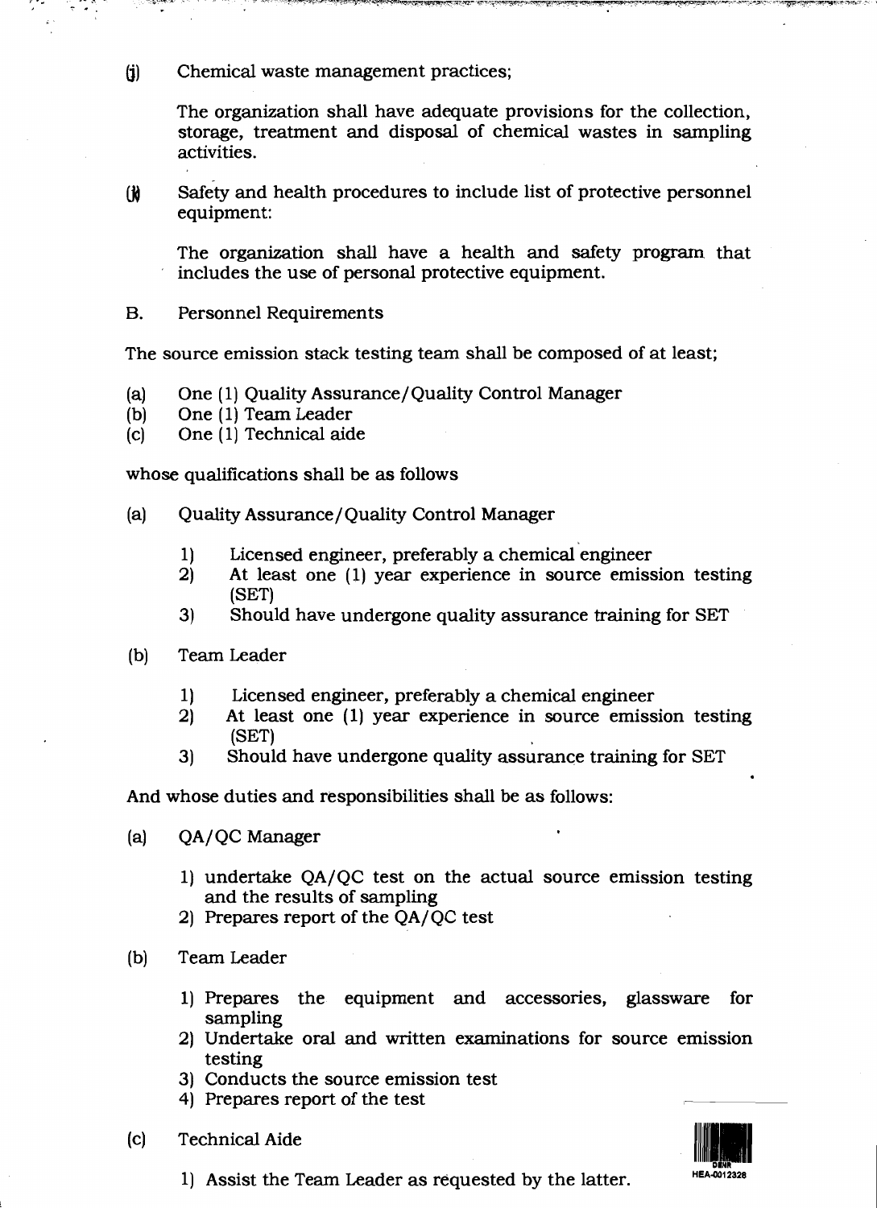(j) Chemical waste management practices;

The organization shall have adequate provisions for the collection, storage, treatment and disposal of chemical wastes in sampling activities.

(k) Safety and health procedures to include list of protective personnel equipment:

The organization shall have a health and safety program that includes the use of personal protective equipment.

B. Personnel Requirements

The source emission stack testing team shall be composed of at least;

(a) One (1) Quality Assurance/Quality Control Manager
(b) One (1) Team Leader
(c) One (1) Technical aide

whose qualifications shall be as follows

(a) Quality Assurance/Quality Control Manager

1) Licensed engineer, preferably a chemical engineer
2) At least one (1) year experience in source emission testing (SET)
3) Should have undergone quality assurance training for SET

(b) Team Leader

1) Licensed engineer, preferably a chemical engineer
2) At least one (1) year experience in source emission testing (SET)
3) Should have undergone quality assurance training for SET

And whose duties and responsibilities shall be as follows:

(a) QA/QC Manager

1) undertake QA/QC test on the actual source emission testing and the results of sampling
2) Prepares report of the QA/QC test

(b) Team Leader

1) Prepares the equipment and accessories, glassware for sampling
2) Undertake oral and written examinations for source emission testing
3) Conducts the source emission test
4) Prepares report of the test

(c) Technical Aide

1) Assist the Team Leader as requested by the latter.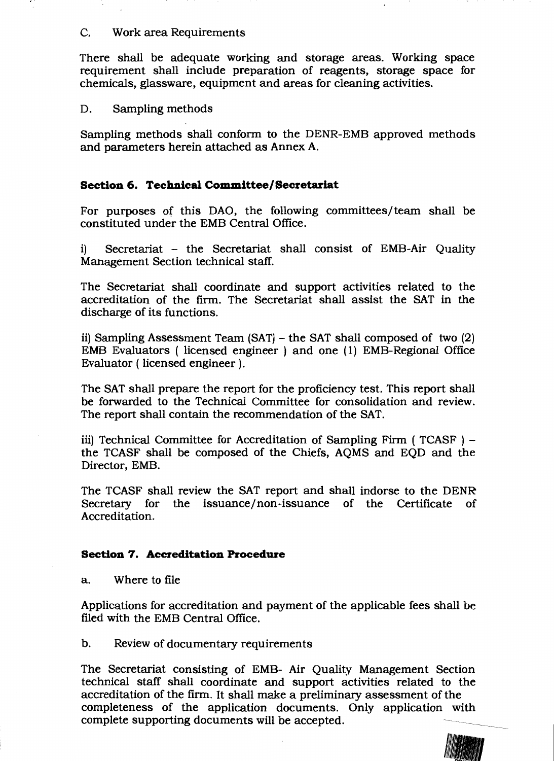C. Work area Requirements

There shall be adequate working and storage areas. Working space requirement shall include preparation of reagents, storage space for chemicals, glassware, equipment and areas for cleaning activities.

D. Sampling methods

Sampling methods shall conform to the DENR-EMB approved methods and parameters herein attached as Annex A.

**Section 6. Technical Committee/Secretariat**

For purposes of this DAO, the following committees/team shall be constituted under the EMB Central Office.

i) Secretariat – the Secretariat shall consist of EMB-Air Quality Management Section technical staff.

The Secretariat shall coordinate and support activities related to the accreditation of the firm. The Secretariat shall assist the SAT in the discharge of its functions.

ii) Sampling Assessment Team (SAT) – the SAT shall composed of two (2) EMB Evaluators ( licensed engineer ) and one (1) EMB-Regional Office Evaluator ( licensed engineer ).

The SAT shall prepare the report for the proficiency test. This report shall be forwarded to the Technical Committee for consolidation and review. The report shall contain the recommendation of the SAT.

iii) Technical Committee for Accreditation of Sampling Firm ( TCASF ) – the TCASF shall be composed of the Chiefs, AQMS and EQD and the Director, EMB.

The TCASF shall review the SAT report and shall indorse to the DENR Secretary for the issuance/non-issuance of the Certificate of Accreditation.

**Section 7. Accreditation Procedure**

a. Where to file

Applications for accreditation and payment of the applicable fees shall be filed with the EMB Central Office.

b. Review of documentary requirements

The Secretariat consisting of EMB- Air Quality Management Section technical staff shall coordinate and support activities related to the accreditation of the firm. It shall make a preliminary assessment of the completeness of the application documents. Only application with complete supporting documents will be accepted.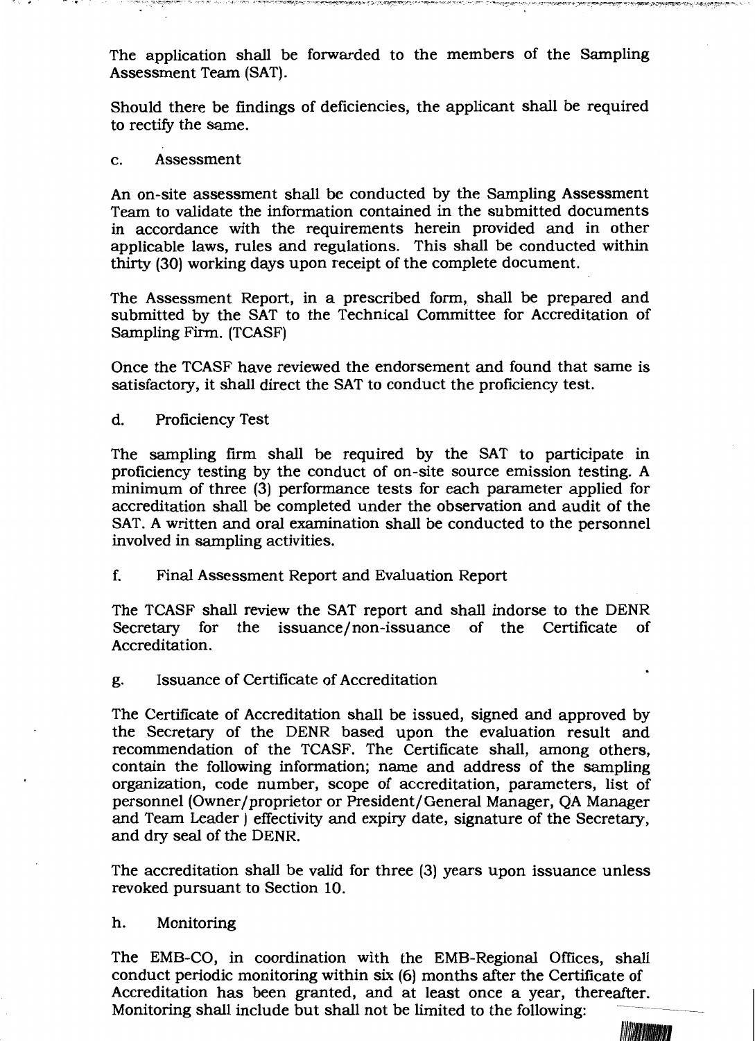The application shall be forwarded to the members of the Sampling Assessment Team (SAT).

Should there be findings of deficiencies, the applicant shall be required to rectify the same.

c. Assessment

An on-site assessment shall be conducted by the Sampling Assessment Team to validate the information contained in the submitted documents in accordance with the requirements herein provided and in other applicable laws, rules and regulations. This shall be conducted within thirty (30) working days upon receipt of the complete document.

The Assessment Report, in a prescribed form, shall be prepared and submitted by the SAT to the Technical Committee for Accreditation of Sampling Firm. (TCASF)

Once the TCASF have reviewed the endorsement and found that same is satisfactory, it shall direct the SAT to conduct the proficiency test.

d. Proficiency Test

The sampling firm shall be required by the SAT to participate in proficiency testing by the conduct of on-site source emission testing. A minimum of three (3) performance tests for each parameter applied for accreditation shall be completed under the observation and audit of the SAT. A written and oral examination shall be conducted to the personnel involved in sampling activities.

f. Final Assessment Report and Evaluation Report

The TCASF shall review the SAT report and shall indorse to the DENR Secretary for the issuance/non-issuance of the Certificate of Accreditation.

g. Issuance of Certificate of Accreditation

The Certificate of Accreditation shall be issued, signed and approved by the Secretary of the DENR based upon the evaluation result and recommendation of the TCASF. The Certificate shall, among others, contain the following information; name and address of the sampling organization, code number, scope of accreditation, parameters, list of personnel (Owner/proprietor or President/General Manager, QA Manager and Team Leader ) effectivity and expiry date, signature of the Secretary, and dry seal of the DENR.

The accreditation shall be valid for three (3) years upon issuance unless revoked pursuant to Section 10.

h. Monitoring

The EMB-CO, in coordination with the EMB-Regional Offices, shall conduct periodic monitoring within six (6) months after the Certificate of Accreditation has been granted, and at least once a year, thereafter. Monitoring shall include but shall not be limited to the following: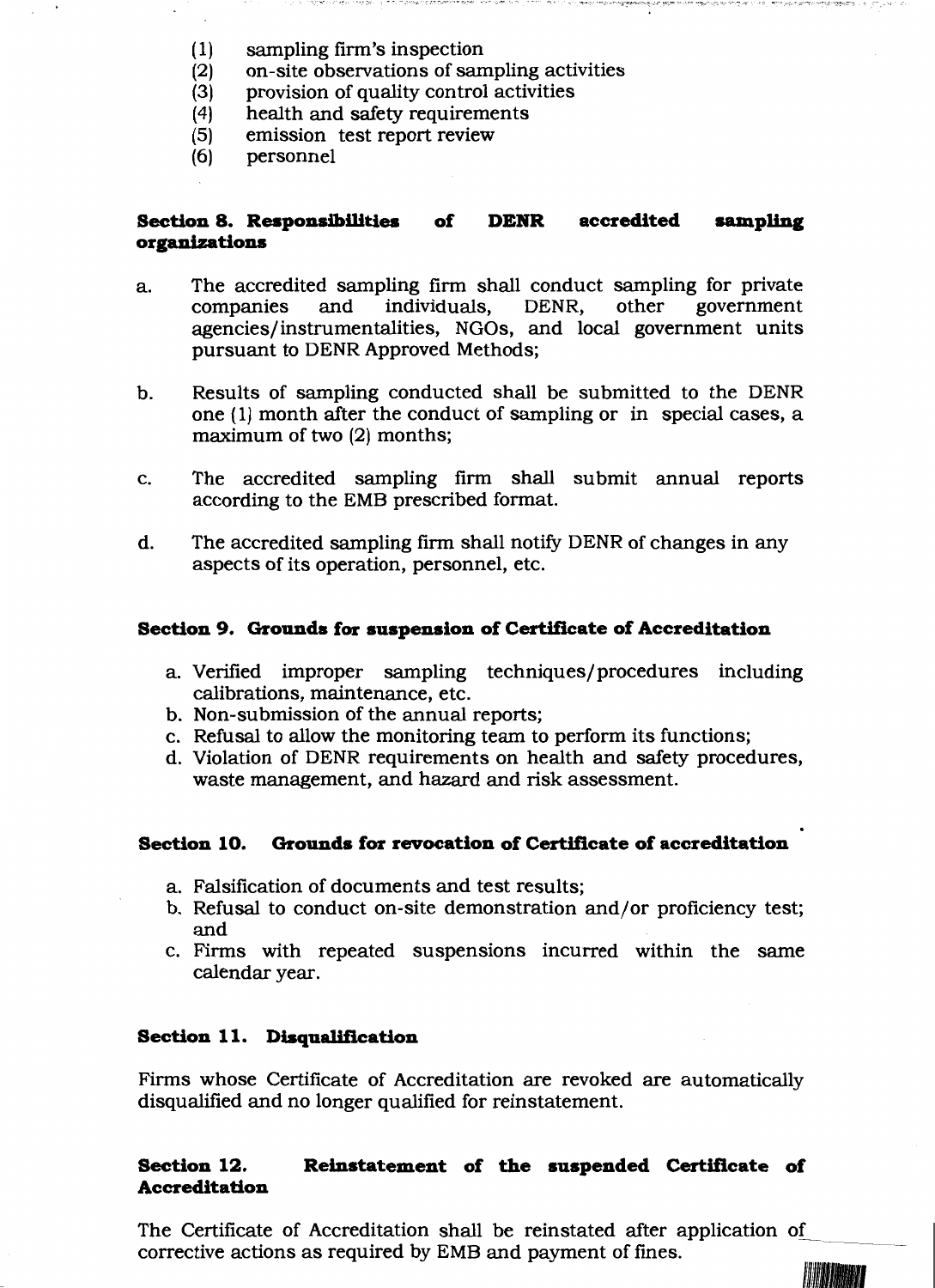(1) sampling firm's inspection
(2) on-site observations of sampling activities
(3) provision of quality control activities
(4) health and safety requirements
(5) emission test report review
(6) personnel

**Section 8. Responsibilities of DENR accredited sampling organizations**

a. The accredited sampling firm shall conduct sampling for private companies and individuals, DENR, other government agencies/instrumentalities, NGOs, and local government units pursuant to DENR Approved Methods;

b. Results of sampling conducted shall be submitted to the DENR one (1) month after the conduct of sampling or in special cases, a maximum of two (2) months;

c. The accredited sampling firm shall submit annual reports according to the EMB prescribed format.

d. The accredited sampling firm shall notify DENR of changes in any aspects of its operation, personnel, etc.

**Section 9. Grounds for suspension of Certificate of Accreditation**

a. Verified improper sampling techniques/procedures including calibrations, maintenance, etc.
b. Non-submission of the annual reports;
c. Refusal to allow the monitoring team to perform its functions;
d. Violation of DENR requirements on health and safety procedures, waste management, and hazard and risk assessment.

**Section 10. Grounds for revocation of Certificate of accreditation**

a. Falsification of documents and test results;
b. Refusal to conduct on-site demonstration and/or proficiency test; and
c. Firms with repeated suspensions incurred within the same calendar year.

**Section 11. Disqualification**

Firms whose Certificate of Accreditation are revoked are automatically disqualified and no longer qualified for reinstatement.

**Section 12. Reinstatement of the suspended Certificate of Accreditation**

The Certificate of Accreditation shall be reinstated after application of corrective actions as required by EMB and payment of fines.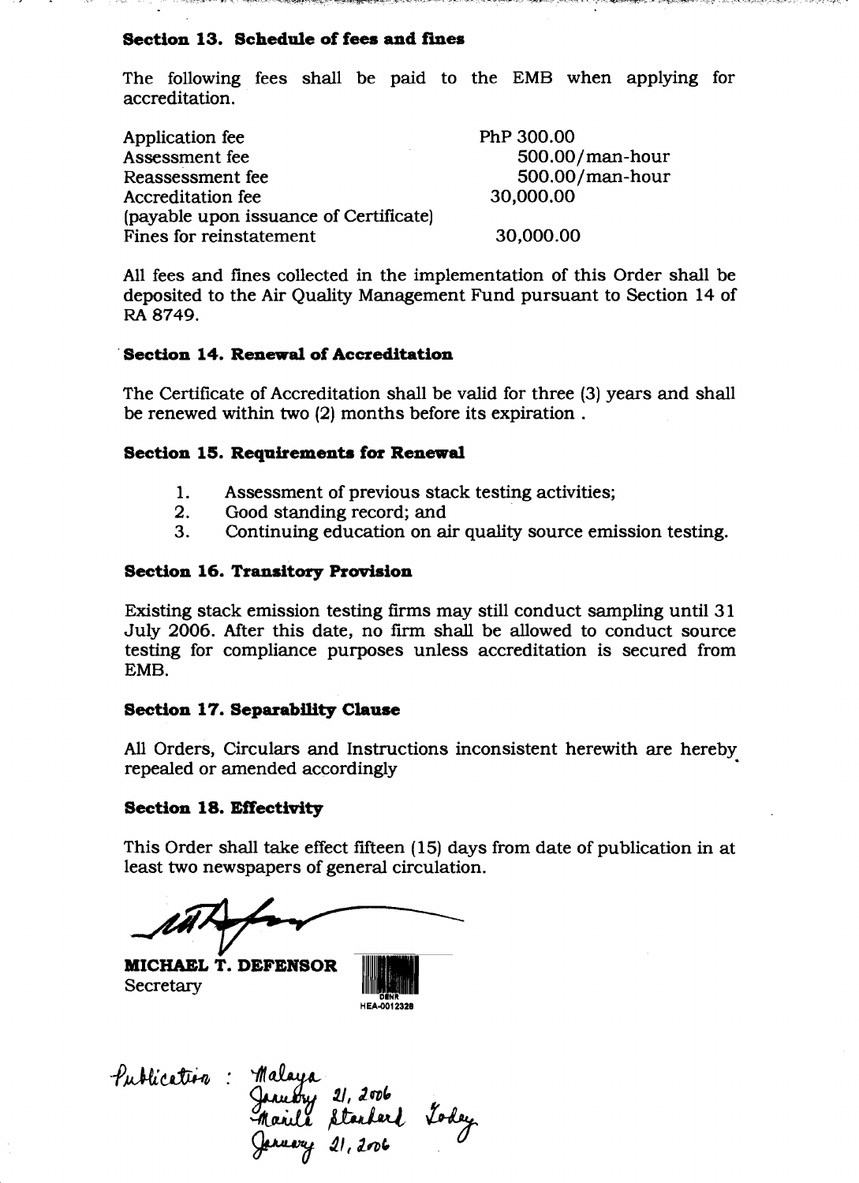**Section 13. Schedule of fees and fines**

The following fees shall be paid to the EMB when applying for accreditation.

| | |
|---|---|
| Application fee | PhP 300.00 |
| Assessment fee | 500.00/man-hour |
| Reassessment fee | 500.00/man-hour |
| Accreditation fee (payable upon issuance of Certificate) | 30,000.00 |
| Fines for reinstatement | 30,000.00 |

All fees and fines collected in the implementation of this Order shall be deposited to the Air Quality Management Fund pursuant to Section 14 of RA 8749.

**Section 14. Renewal of Accreditation**

The Certificate of Accreditation shall be valid for three (3) years and shall be renewed within two (2) months before its expiration .

**Section 15. Requirements for Renewal**

1. Assessment of previous stack testing activities;
2. Good standing record; and
3. Continuing education on air quality source emission testing.

**Section 16. Transitory Provision**

Existing stack emission testing firms may still conduct sampling until 31 July 2006. After this date, no firm shall be allowed to conduct source testing for compliance purposes unless accreditation is secured from EMB.

**Section 17. Separability Clause**

All Orders, Circulars and Instructions inconsistent herewith are hereby repealed or amended accordingly

**Section 18. Effectivity**

This Order shall take effect fifteen (15) days from date of publication in at least two newspapers of general circulation.

**MICHAEL T. DEFENSOR**
Secretary

DENR
HEA-0012328

Publication : Malaya
January 21, 2006
Manila Standard Today
January 21, 2006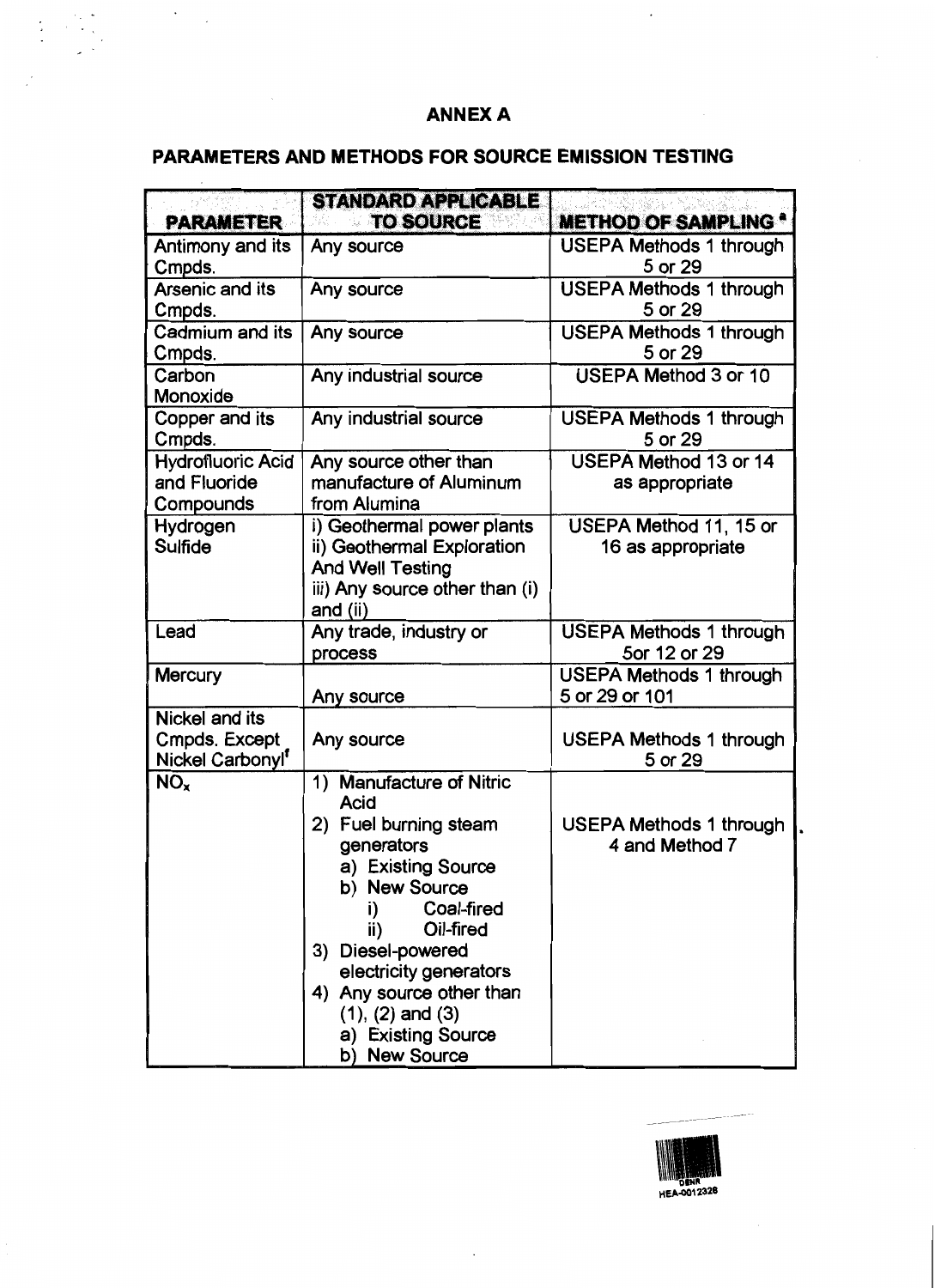# ANNEX A

## PARAMETERS AND METHODS FOR SOURCE EMISSION TESTING

| PARAMETER | STANDARD APPLICABLE TO SOURCE | METHOD OF SAMPLING [a] |
|---|---|---|
| Antimony and its Cmpds. | Any source | USEPA Methods 1 through 5 or 29 |
| Arsenic and its Cmpds. | Any source | USEPA Methods 1 through 5 or 29 |
| Cadmium and its Cmpds. | Any source | USEPA Methods 1 through 5 or 29 |
| Carbon Monoxide | Any industrial source | USEPA Method 3 or 10 |
| Copper and its Cmpds. | Any industrial source | USEPA Methods 1 through 5 or 29 |
| Hydrofluoric Acid and Fluoride Compounds | Any source other than manufacture of Aluminum from Alumina | USEPA Method 13 or 14 as appropriate |
| Hydrogen Sulfide | i) Geothermal power plants<br>ii) Geothermal Exploration And Well Testing<br>iii) Any source other than (i) and (ii) | USEPA Method 11, 15 or 16 as appropriate |
| Lead | Any trade, industry or process | USEPA Methods 1 through 5or 12 or 29 |
| Mercury | Any source | USEPA Methods 1 through 5 or 29 or 101 |
| Nickel and its Cmpds. Except Nickel Carbonyl[f] | Any source | USEPA Methods 1 through 5 or 29 |
| $NO_x$ | 1) Manufacture of Nitric Acid<br>2) Fuel burning steam generators<br>a) Existing Source<br>b) New Source<br>i) Coal-fired<br>ii) Oil-fired<br>3) Diesel-powered electricity generators<br>4) Any source other than (1), (2) and (3)<br>a) Existing Source<br>b) New Source | USEPA Methods 1 through 4 and Method 7 |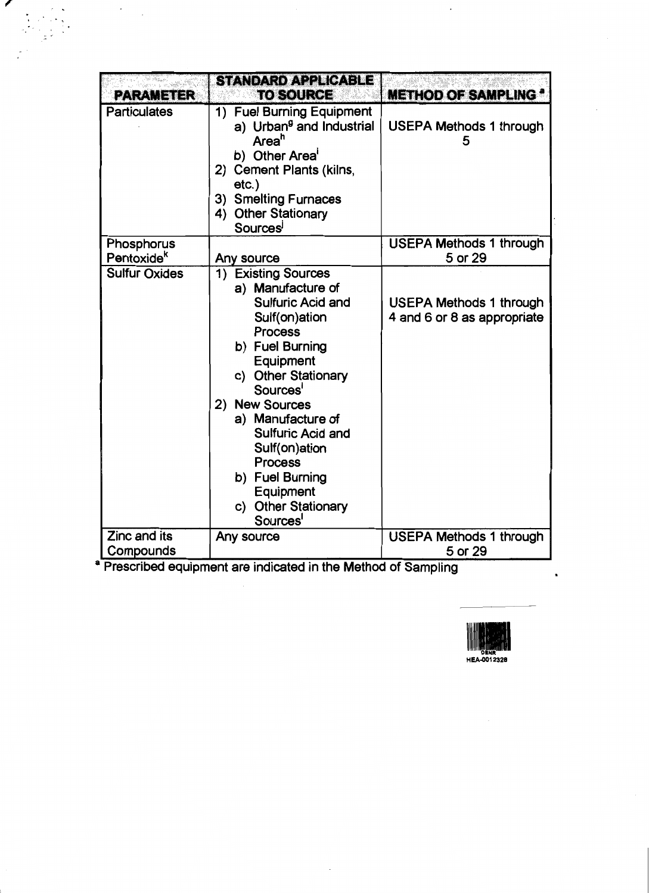| PARAMETER | STANDARD APPLICABLE TO SOURCE | METHOD OF SAMPLING [a] |
|---|---|---|
| Particulates | 1) Fuel Burning Equipment<br>a) Urban[g] and Industrial Area[h]<br>b) Other Area[i]<br>2) Cement Plants (kilns, etc.)<br>3) Smelting Furnaces<br>4) Other Stationary Sources[j] | USEPA Methods 1 through 5 |
| Phosphorus Pentoxide[k] | Any source | USEPA Methods 1 through 5 or 29 |
| Sulfur Oxides | 1) Existing Sources<br>a) Manufacture of Sulfuric Acid and Sulf(on)ation Process<br>b) Fuel Burning Equipment<br>c) Other Stationary Sources[l]<br>2) New Sources<br>a) Manufacture of Sulfuric Acid and Sulf(on)ation Process<br>b) Fuel Burning Equipment<br>c) Other Stationary Sources[l] | USEPA Methods 1 through 4 and 6 or 8 as appropriate |
| Zinc and its Compounds | Any source | USEPA Methods 1 through 5 or 29 |

[a] Prescribed equipment are indicated in the Method of Sampling

HEA-0012328